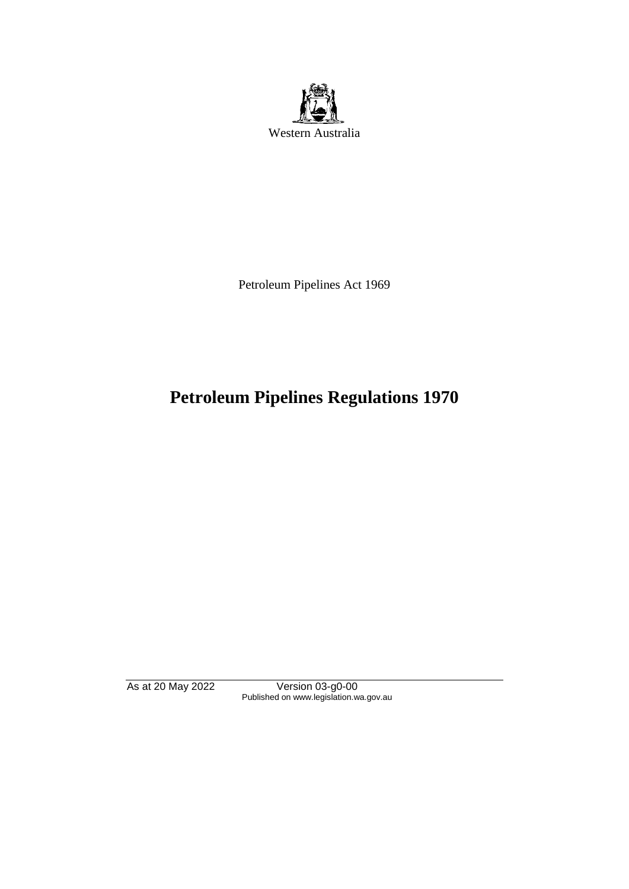Western Australia

Petroleum Pipelines Act 1969

# Petroleum Pipelines Regulations 1970

As at 20 May 2022 Version 03-g0-00
Published on www.legislation.wa.gov.au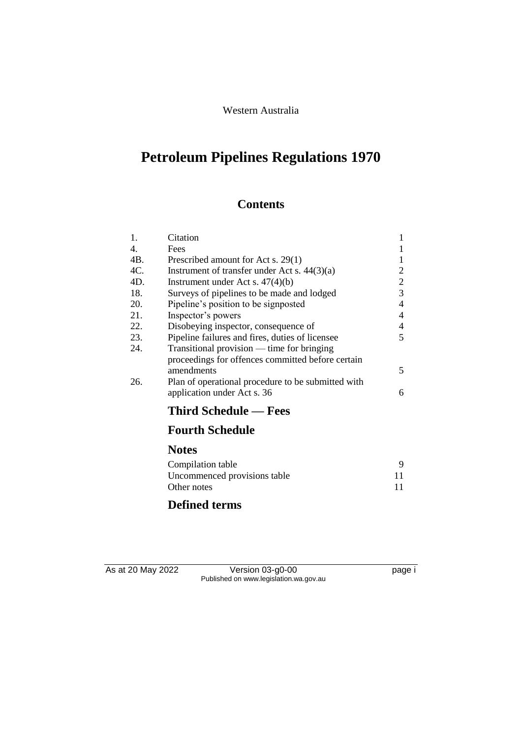Western Australia

# Petroleum Pipelines Regulations 1970

## Contents

| | | |
|---|---|---|
| 1. | Citation | 1 |
| 4. | Fees | 1 |
| 4B. | Prescribed amount for Act s. 29(1) | 1 |
| 4C. | Instrument of transfer under Act s. 44(3)(a) | 2 |
| 4D. | Instrument under Act s. 47(4)(b) | 2 |
| 18. | Surveys of pipelines to be made and lodged | 3 |
| 20. | Pipeline's position to be signposted | 4 |
| 21. | Inspector's powers | 4 |
| 22. | Disobeying inspector, consequence of | 4 |
| 23. | Pipeline failures and fires, duties of licensee | 5 |
| 24. | Transitional provision — time for bringing proceedings for offences committed before certain amendments | 5 |
| 26. | Plan of operational procedure to be submitted with application under Act s. 36 | 6 |

**Third Schedule — Fees**

**Fourth Schedule**

**Notes**

| | |
|---|---|
| Compilation table | 9 |
| Uncommenced provisions table | 11 |
| Other notes | 11 |

**Defined terms**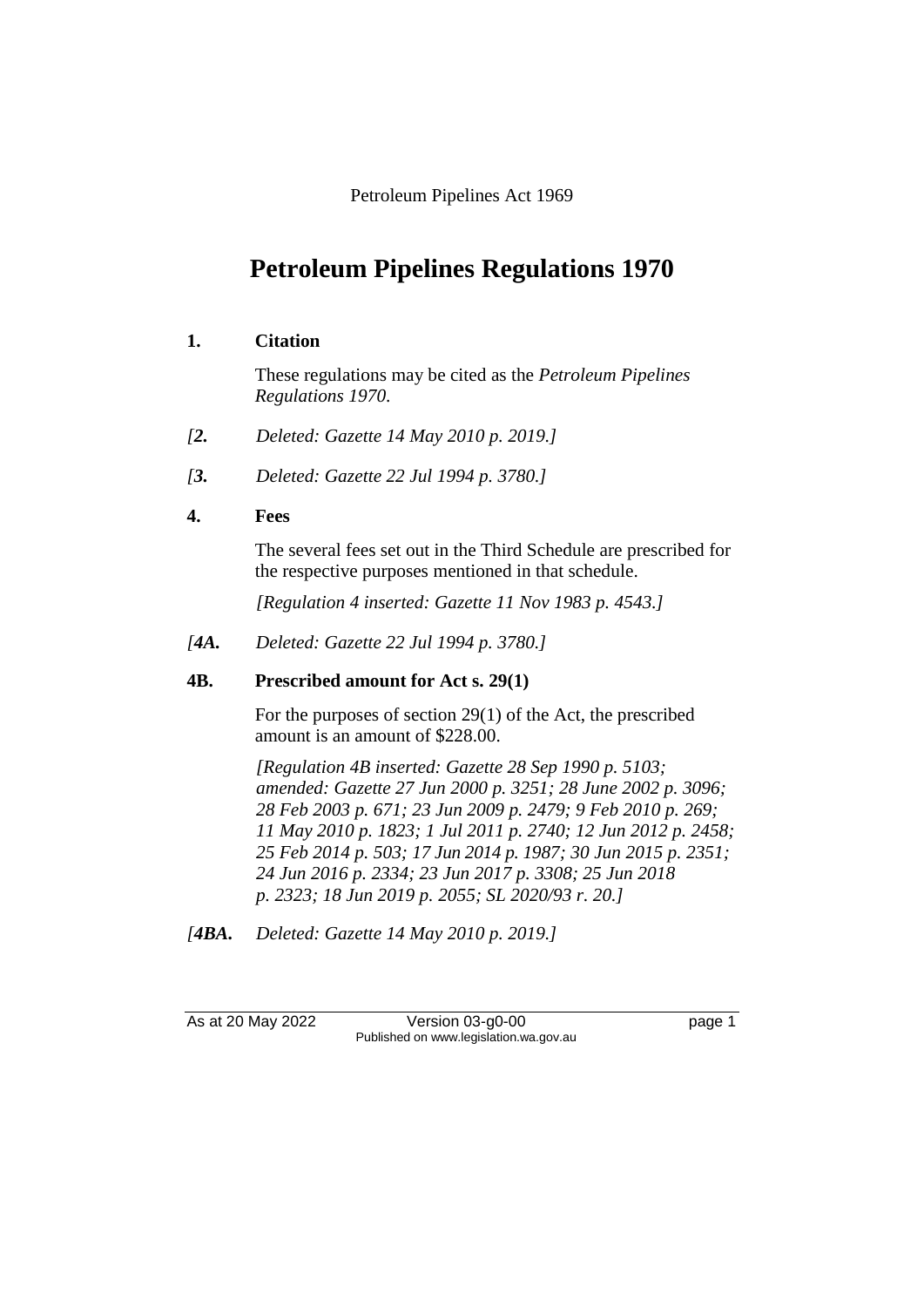Petroleum Pipelines Act 1969

# Petroleum Pipelines Regulations 1970

### 1. Citation

These regulations may be cited as the *Petroleum Pipelines Regulations 1970*.

*[2. Deleted: Gazette 14 May 2010 p. 2019.]*

*[3. Deleted: Gazette 22 Jul 1994 p. 3780.]*

### 4. Fees

The several fees set out in the Third Schedule are prescribed for the respective purposes mentioned in that schedule.

*[Regulation 4 inserted: Gazette 11 Nov 1983 p. 4543.]*

*[4A. Deleted: Gazette 22 Jul 1994 p. 3780.]*

### 4B. Prescribed amount for Act s. 29(1)

For the purposes of section 29(1) of the Act, the prescribed amount is an amount of $228.00.

*[Regulation 4B inserted: Gazette 28 Sep 1990 p. 5103; amended: Gazette 27 Jun 2000 p. 3251; 28 June 2002 p. 3096; 28 Feb 2003 p. 671; 23 Jun 2009 p. 2479; 9 Feb 2010 p. 269; 11 May 2010 p. 1823; 1 Jul 2011 p. 2740; 12 Jun 2012 p. 2458; 25 Feb 2014 p. 503; 17 Jun 2014 p. 1987; 30 Jun 2015 p. 2351; 24 Jun 2016 p. 2334; 23 Jun 2017 p. 3308; 25 Jun 2018 p. 2323; 18 Jun 2019 p. 2055; SL 2020/93 r. 20.]*

*[4BA. Deleted: Gazette 14 May 2010 p. 2019.]*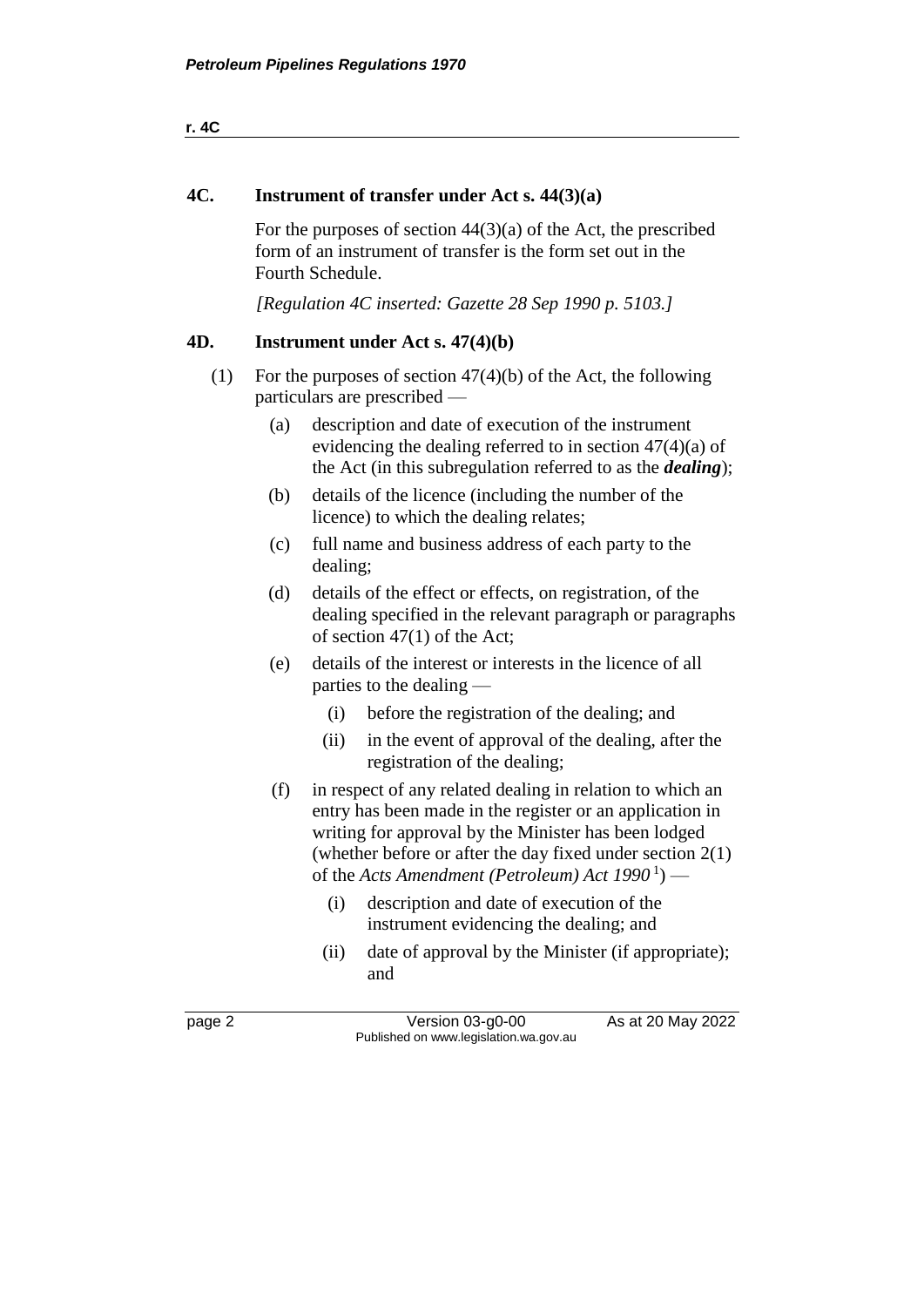## 4C. Instrument of transfer under Act s. 44(3)(a)

For the purposes of section 44(3)(a) of the Act, the prescribed form of an instrument of transfer is the form set out in the Fourth Schedule.

*[Regulation 4C inserted: Gazette 28 Sep 1990 p. 5103.]*

## 4D. Instrument under Act s. 47(4)(b)

(1) For the purposes of section 47(4)(b) of the Act, the following particulars are prescribed —

- (a) description and date of execution of the instrument evidencing the dealing referred to in section 47(4)(a) of the Act (in this subregulation referred to as the ***dealing***);
- (b) details of the licence (including the number of the licence) to which the dealing relates;
- (c) full name and business address of each party to the dealing;
- (d) details of the effect or effects, on registration, of the dealing specified in the relevant paragraph or paragraphs of section 47(1) of the Act;
- (e) details of the interest or interests in the licence of all parties to the dealing —
  - (i) before the registration of the dealing; and
  - (ii) in the event of approval of the dealing, after the registration of the dealing;
- (f) in respect of any related dealing in relation to which an entry has been made in the register or an application in writing for approval by the Minister has been lodged (whether before or after the day fixed under section 2(1) of the *Acts Amendment (Petroleum) Act 1990* [1]) —
  - (i) description and date of execution of the instrument evidencing the dealing; and
  - (ii) date of approval by the Minister (if appropriate); and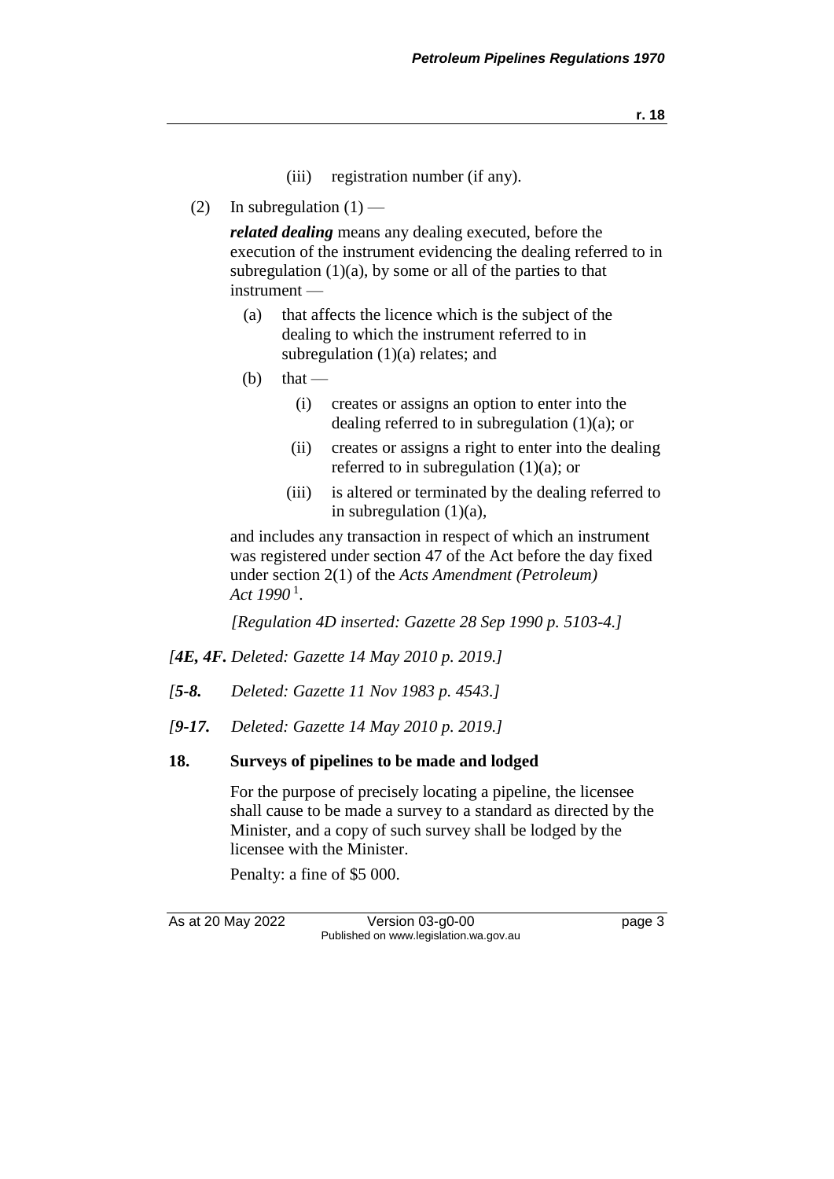(iii) registration number (if any).

(2) In subregulation (1) —

***related dealing*** means any dealing executed, before the execution of the instrument evidencing the dealing referred to in subregulation (1)(a), by some or all of the parties to that instrument —

(a) that affects the licence which is the subject of the dealing to which the instrument referred to in subregulation (1)(a) relates; and

(b) that —

(i) creates or assigns an option to enter into the dealing referred to in subregulation (1)(a); or

(ii) creates or assigns a right to enter into the dealing referred to in subregulation (1)(a); or

(iii) is altered or terminated by the dealing referred to in subregulation (1)(a),

and includes any transaction in respect of which an instrument was registered under section 47 of the Act before the day fixed under section 2(1) of the *Acts Amendment (Petroleum) Act 1990* [1].

*[Regulation 4D inserted: Gazette 28 Sep 1990 p. 5103-4.]*

*[**4E, 4F.** Deleted: Gazette 14 May 2010 p. 2019.]*

*[**5-8.** Deleted: Gazette 11 Nov 1983 p. 4543.]*

*[**9-17.** Deleted: Gazette 14 May 2010 p. 2019.]*

**18. Surveys of pipelines to be made and lodged**

For the purpose of precisely locating a pipeline, the licensee shall cause to be made a survey to a standard as directed by the Minister, and a copy of such survey shall be lodged by the licensee with the Minister.

Penalty: a fine of $5 000.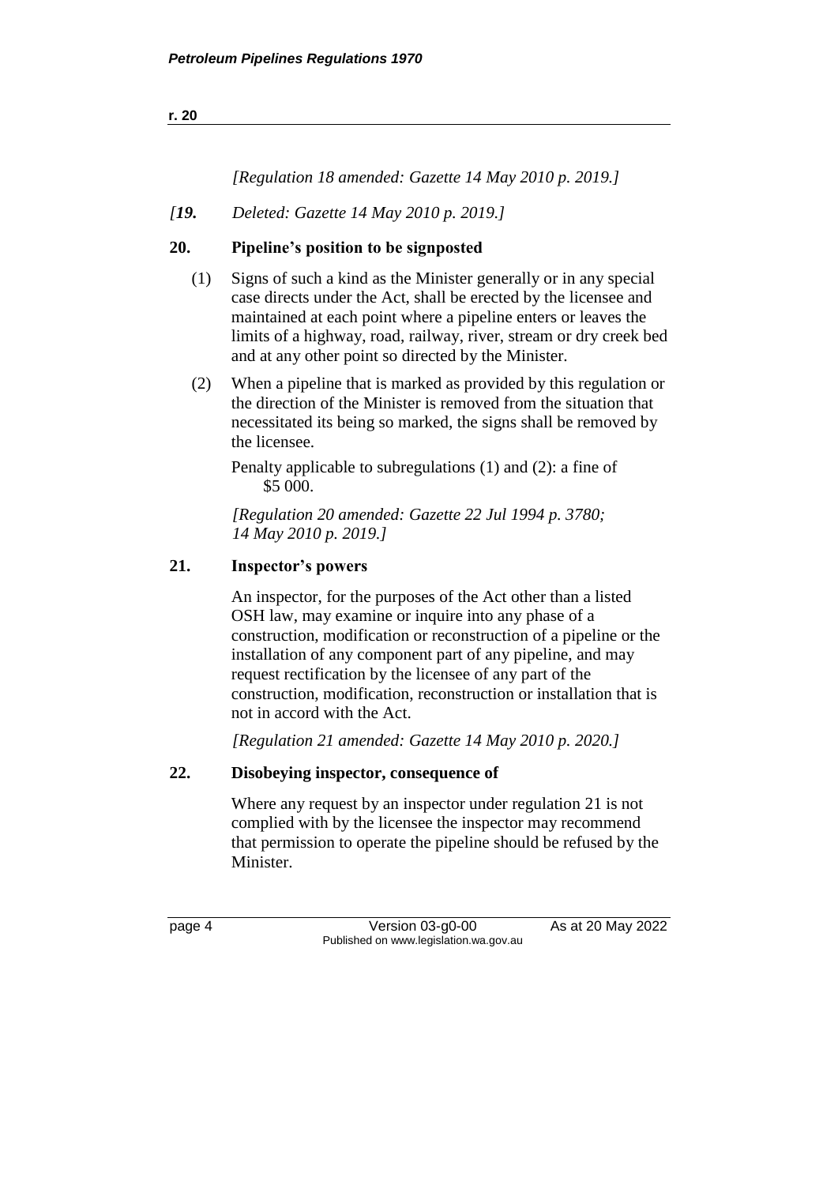*[Regulation 18 amended: Gazette 14 May 2010 p. 2019.]*

*[**19.** Deleted: Gazette 14 May 2010 p. 2019.]*

## 20. Pipeline's position to be signposted

(1) Signs of such a kind as the Minister generally or in any special case directs under the Act, shall be erected by the licensee and maintained at each point where a pipeline enters or leaves the limits of a highway, road, railway, river, stream or dry creek bed and at any other point so directed by the Minister.

(2) When a pipeline that is marked as provided by this regulation or the direction of the Minister is removed from the situation that necessitated its being so marked, the signs shall be removed by the licensee.

Penalty applicable to subregulations (1) and (2): a fine of $5 000.

*[Regulation 20 amended: Gazette 22 Jul 1994 p. 3780; 14 May 2010 p. 2019.]*

## 21. Inspector's powers

An inspector, for the purposes of the Act other than a listed OSH law, may examine or inquire into any phase of a construction, modification or reconstruction of a pipeline or the installation of any component part of any pipeline, and may request rectification by the licensee of any part of the construction, modification, reconstruction or installation that is not in accord with the Act.

*[Regulation 21 amended: Gazette 14 May 2010 p. 2020.]*

## 22. Disobeying inspector, consequence of

Where any request by an inspector under regulation 21 is not complied with by the licensee the inspector may recommend that permission to operate the pipeline should be refused by the Minister.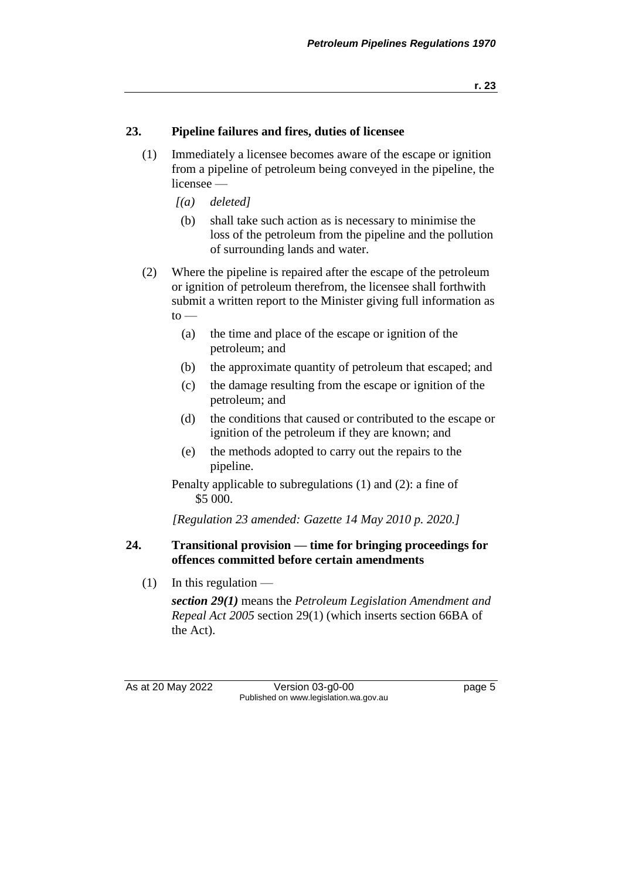## 23. Pipeline failures and fires, duties of licensee

(1) Immediately a licensee becomes aware of the escape or ignition from a pipeline of petroleum being conveyed in the pipeline, the licensee —

*[(a) deleted]*

(b) shall take such action as is necessary to minimise the loss of the petroleum from the pipeline and the pollution of surrounding lands and water.

(2) Where the pipeline is repaired after the escape of the petroleum or ignition of petroleum therefrom, the licensee shall forthwith submit a written report to the Minister giving full information as to —

(a) the time and place of the escape or ignition of the petroleum; and

(b) the approximate quantity of petroleum that escaped; and

(c) the damage resulting from the escape or ignition of the petroleum; and

(d) the conditions that caused or contributed to the escape or ignition of the petroleum if they are known; and

(e) the methods adopted to carry out the repairs to the pipeline.

Penalty applicable to subregulations (1) and (2): a fine of $5 000.

*[Regulation 23 amended: Gazette 14 May 2010 p. 2020.]*

## 24. Transitional provision — time for bringing proceedings for offences committed before certain amendments

(1) In this regulation —

***section 29(1)*** means the *Petroleum Legislation Amendment and Repeal Act 2005* section 29(1) (which inserts section 66BA of the Act).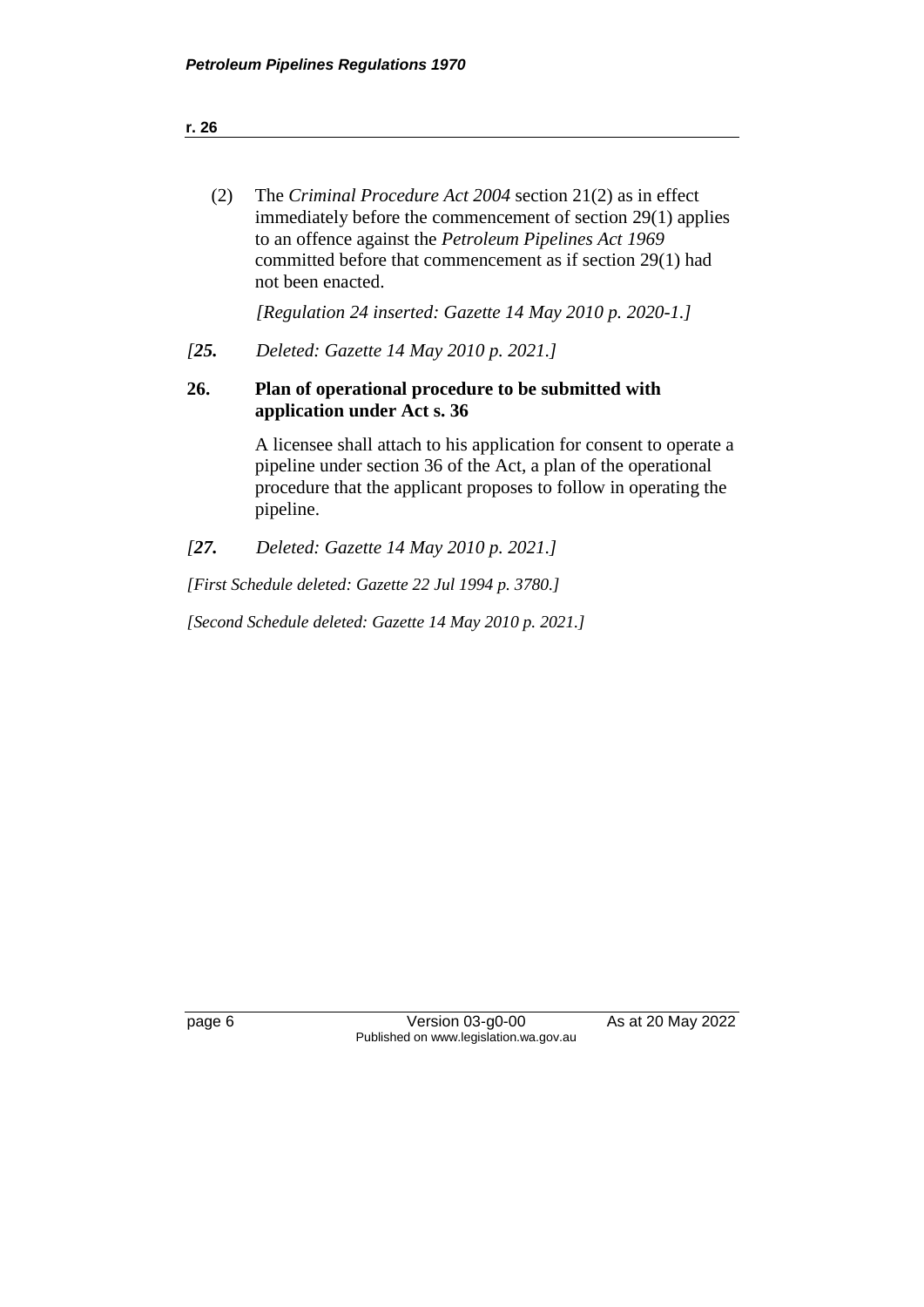(2) The *Criminal Procedure Act 2004* section 21(2) as in effect immediately before the commencement of section 29(1) applies to an offence against the *Petroleum Pipelines Act 1969* committed before that commencement as if section 29(1) had not been enacted.

*[Regulation 24 inserted: Gazette 14 May 2010 p. 2020-1.]*

*[**25.** Deleted: Gazette 14 May 2010 p. 2021.]*

**26. Plan of operational procedure to be submitted with application under Act s. 36**

A licensee shall attach to his application for consent to operate a pipeline under section 36 of the Act, a plan of the operational procedure that the applicant proposes to follow in operating the pipeline.

*[**27.** Deleted: Gazette 14 May 2010 p. 2021.]*

*[First Schedule deleted: Gazette 22 Jul 1994 p. 3780.]*

*[Second Schedule deleted: Gazette 14 May 2010 p. 2021.]*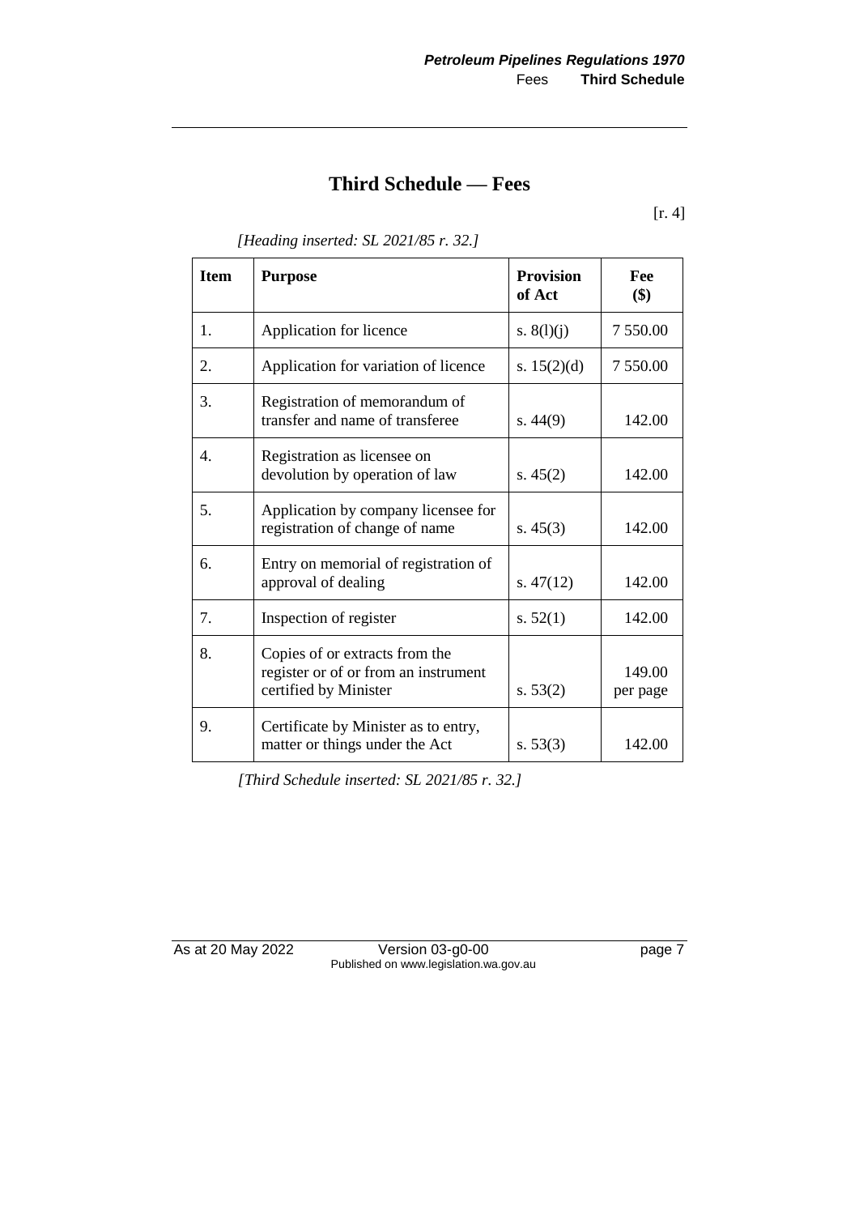# Third Schedule — Fees

[r. 4]

*[Heading inserted: SL 2021/85 r. 32.]*

| Item | Purpose | Provision of Act | Fee ($) |
|---|---|---|---|
| 1. | Application for licence | s. 8(l)(j) | 7 550.00 |
| 2. | Application for variation of licence | s. 15(2)(d) | 7 550.00 |
| 3. | Registration of memorandum of transfer and name of transferee | s. 44(9) | 142.00 |
| 4. | Registration as licensee on devolution by operation of law | s. 45(2) | 142.00 |
| 5. | Application by company licensee for registration of change of name | s. 45(3) | 142.00 |
| 6. | Entry on memorial of registration of approval of dealing | s. 47(12) | 142.00 |
| 7. | Inspection of register | s. 52(1) | 142.00 |
| 8. | Copies of or extracts from the register or of or from an instrument certified by Minister | s. 53(2) | 149.00 per page |
| 9. | Certificate by Minister as to entry, matter or things under the Act | s. 53(3) | 142.00 |

*[Third Schedule inserted: SL 2021/85 r. 32.]*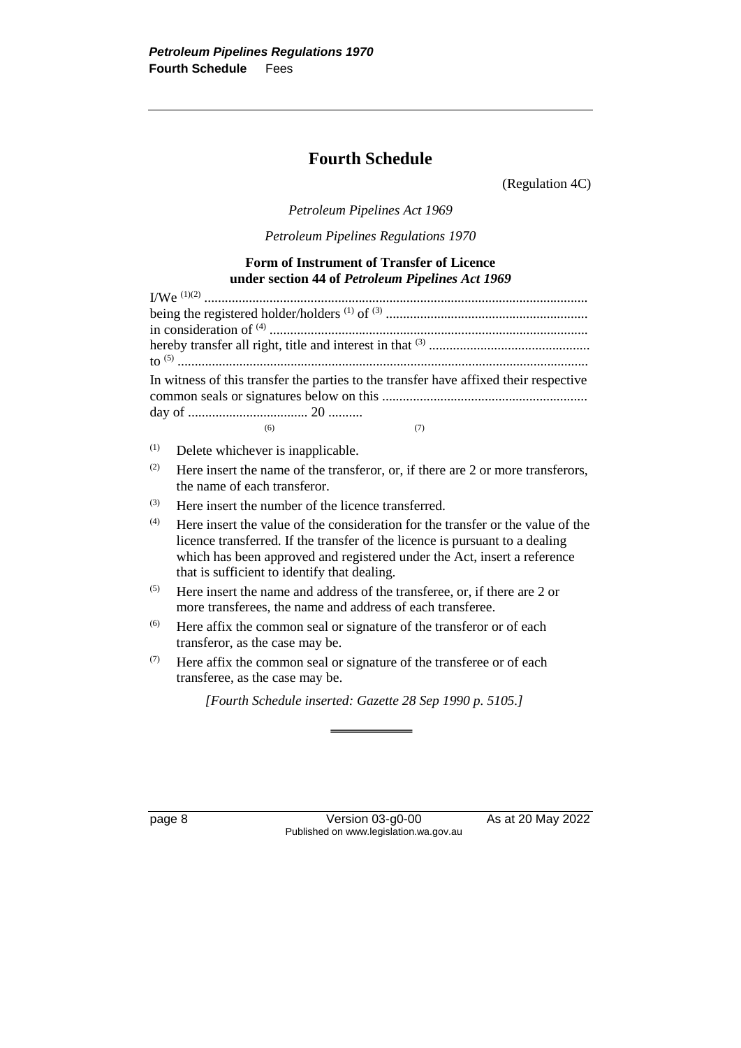# Fourth Schedule

(Regulation 4C)

*Petroleum Pipelines Act 1969*

*Petroleum Pipelines Regulations 1970*

**Form of Instrument of Transfer of Licence under section 44 of *Petroleum Pipelines Act 1969***

I/We [(1)(2)] ..............................................................................................................
being the registered holder/holders [(1)] of [(3)] ..........................................................
in consideration of [(4)] ...........................................................................................
hereby transfer all right, title and interest in that [(3)] ..............................................
to [(5)] ......................................................................................................................
In witness of this transfer the parties to the transfer have affixed their respective common seals or signatures below on this ........................................................... day of .................................. 20 ..........

(6) (7)

- (1) Delete whichever is inapplicable.
- (2) Here insert the name of the transferor, or, if there are 2 or more transferors, the name of each transferor.
- (3) Here insert the number of the licence transferred.
- (4) Here insert the value of the consideration for the transfer or the value of the licence transferred. If the transfer of the licence is pursuant to a dealing which has been approved and registered under the Act, insert a reference that is sufficient to identify that dealing.
- (5) Here insert the name and address of the transferee, or, if there are 2 or more transferees, the name and address of each transferee.
- (6) Here affix the common seal or signature of the transferor or of each transferor, as the case may be.
- (7) Here affix the common seal or signature of the transferee or of each transferee, as the case may be.

*[Fourth Schedule inserted: Gazette 28 Sep 1990 p. 5105.]*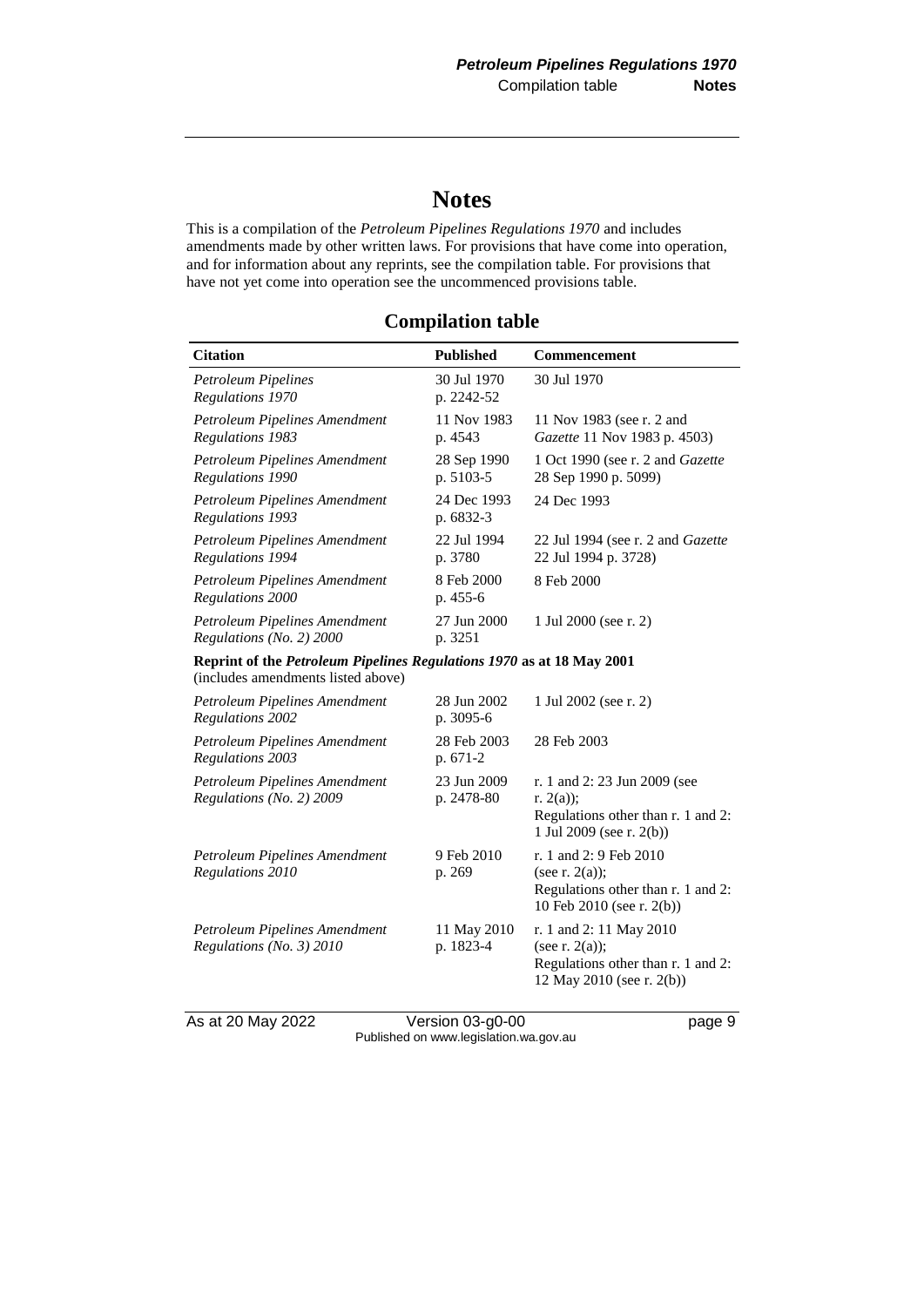# Notes

This is a compilation of the *Petroleum Pipelines Regulations 1970* and includes amendments made by other written laws. For provisions that have come into operation, and for information about any reprints, see the compilation table. For provisions that have not yet come into operation see the uncommenced provisions table.

## Compilation table

| Citation | Published | Commencement |
|---|---|---|
| *Petroleum Pipelines Regulations 1970* | 30 Jul 1970 p. 2242-52 | 30 Jul 1970 |
| *Petroleum Pipelines Amendment Regulations 1983* | 11 Nov 1983 p. 4543 | 11 Nov 1983 (see r. 2 and *Gazette* 11 Nov 1983 p. 4503) |
| *Petroleum Pipelines Amendment Regulations 1990* | 28 Sep 1990 p. 5103-5 | 1 Oct 1990 (see r. 2 and *Gazette* 28 Sep 1990 p. 5099) |
| *Petroleum Pipelines Amendment Regulations 1993* | 24 Dec 1993 p. 6832-3 | 24 Dec 1993 |
| *Petroleum Pipelines Amendment Regulations 1994* | 22 Jul 1994 p. 3780 | 22 Jul 1994 (see r. 2 and *Gazette* 22 Jul 1994 p. 3728) |
| *Petroleum Pipelines Amendment Regulations 2000* | 8 Feb 2000 p. 455-6 | 8 Feb 2000 |
| *Petroleum Pipelines Amendment Regulations (No. 2) 2000* | 27 Jun 2000 p. 3251 | 1 Jul 2000 (see r. 2) |
| **Reprint of the *Petroleum Pipelines Regulations 1970* as at 18 May 2001** (includes amendments listed above) | | |
| *Petroleum Pipelines Amendment Regulations 2002* | 28 Jun 2002 p. 3095-6 | 1 Jul 2002 (see r. 2) |
| *Petroleum Pipelines Amendment Regulations 2003* | 28 Feb 2003 p. 671-2 | 28 Feb 2003 |
| *Petroleum Pipelines Amendment Regulations (No. 2) 2009* | 23 Jun 2009 p. 2478-80 | r. 1 and 2: 23 Jun 2009 (see r. 2(a)); Regulations other than r. 1 and 2: 1 Jul 2009 (see r. 2(b)) |
| *Petroleum Pipelines Amendment Regulations 2010* | 9 Feb 2010 p. 269 | r. 1 and 2: 9 Feb 2010 (see r. 2(a)); Regulations other than r. 1 and 2: 10 Feb 2010 (see r. 2(b)) |
| *Petroleum Pipelines Amendment Regulations (No. 3) 2010* | 11 May 2010 p. 1823-4 | r. 1 and 2: 11 May 2010 (see r. 2(a)); Regulations other than r. 1 and 2: 12 May 2010 (see r. 2(b)) |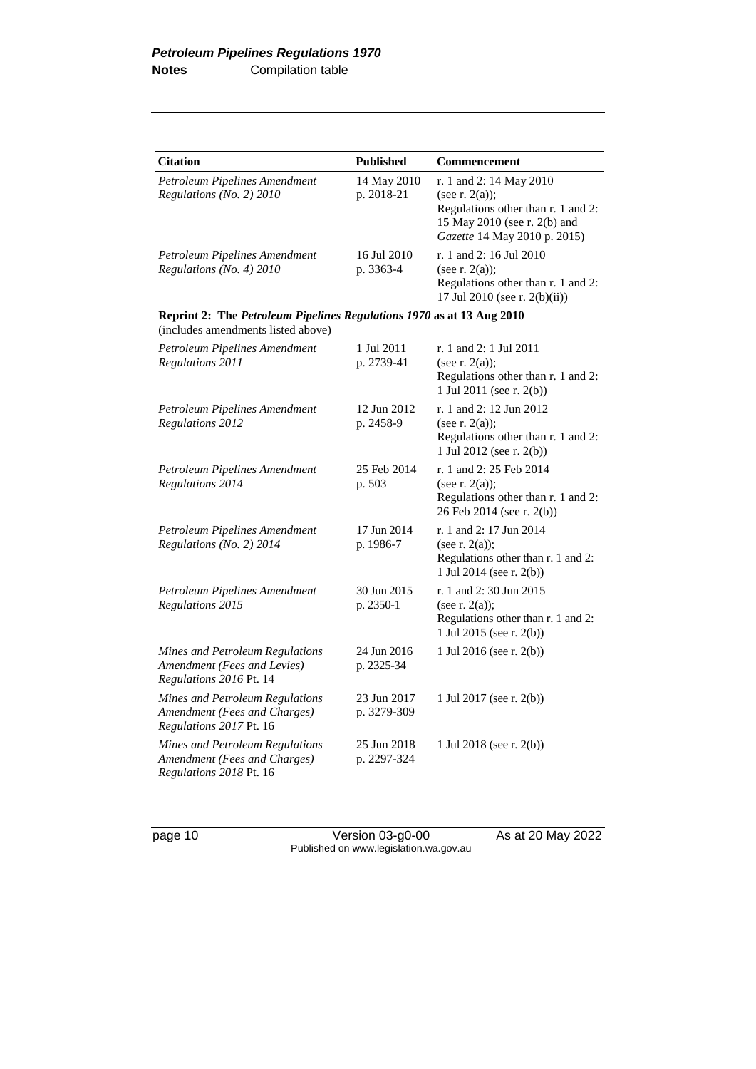| Citation | Published | Commencement |
|---|---|---|
| *Petroleum Pipelines Amendment Regulations (No. 2) 2010* | 14 May 2010 p. 2018-21 | r. 1 and 2: 14 May 2010 (see r. 2(a)); Regulations other than r. 1 and 2: 15 May 2010 (see r. 2(b) and *Gazette* 14 May 2010 p. 2015) |
| *Petroleum Pipelines Amendment Regulations (No. 4) 2010* | 16 Jul 2010 p. 3363-4 | r. 1 and 2: 16 Jul 2010 (see r. 2(a)); Regulations other than r. 1 and 2: 17 Jul 2010 (see r. 2(b)(ii)) |
| **Reprint 2: The *Petroleum Pipelines Regulations 1970* as at 13 Aug 2010** (includes amendments listed above) | | |
| *Petroleum Pipelines Amendment Regulations 2011* | 1 Jul 2011 p. 2739-41 | r. 1 and 2: 1 Jul 2011 (see r. 2(a)); Regulations other than r. 1 and 2: 1 Jul 2011 (see r. 2(b)) |
| *Petroleum Pipelines Amendment Regulations 2012* | 12 Jun 2012 p. 2458-9 | r. 1 and 2: 12 Jun 2012 (see r. 2(a)); Regulations other than r. 1 and 2: 1 Jul 2012 (see r. 2(b)) |
| *Petroleum Pipelines Amendment Regulations 2014* | 25 Feb 2014 p. 503 | r. 1 and 2: 25 Feb 2014 (see r. 2(a)); Regulations other than r. 1 and 2: 26 Feb 2014 (see r. 2(b)) |
| *Petroleum Pipelines Amendment Regulations (No. 2) 2014* | 17 Jun 2014 p. 1986-7 | r. 1 and 2: 17 Jun 2014 (see r. 2(a)); Regulations other than r. 1 and 2: 1 Jul 2014 (see r. 2(b)) |
| *Petroleum Pipelines Amendment Regulations 2015* | 30 Jun 2015 p. 2350-1 | r. 1 and 2: 30 Jun 2015 (see r. 2(a)); Regulations other than r. 1 and 2: 1 Jul 2015 (see r. 2(b)) |
| *Mines and Petroleum Regulations Amendment (Fees and Levies) Regulations 2016* Pt. 14 | 24 Jun 2016 p. 2325-34 | 1 Jul 2016 (see r. 2(b)) |
| *Mines and Petroleum Regulations Amendment (Fees and Charges) Regulations 2017* Pt. 16 | 23 Jun 2017 p. 3279-309 | 1 Jul 2017 (see r. 2(b)) |
| *Mines and Petroleum Regulations Amendment (Fees and Charges) Regulations 2018* Pt. 16 | 25 Jun 2018 p. 2297-324 | 1 Jul 2018 (see r. 2(b)) |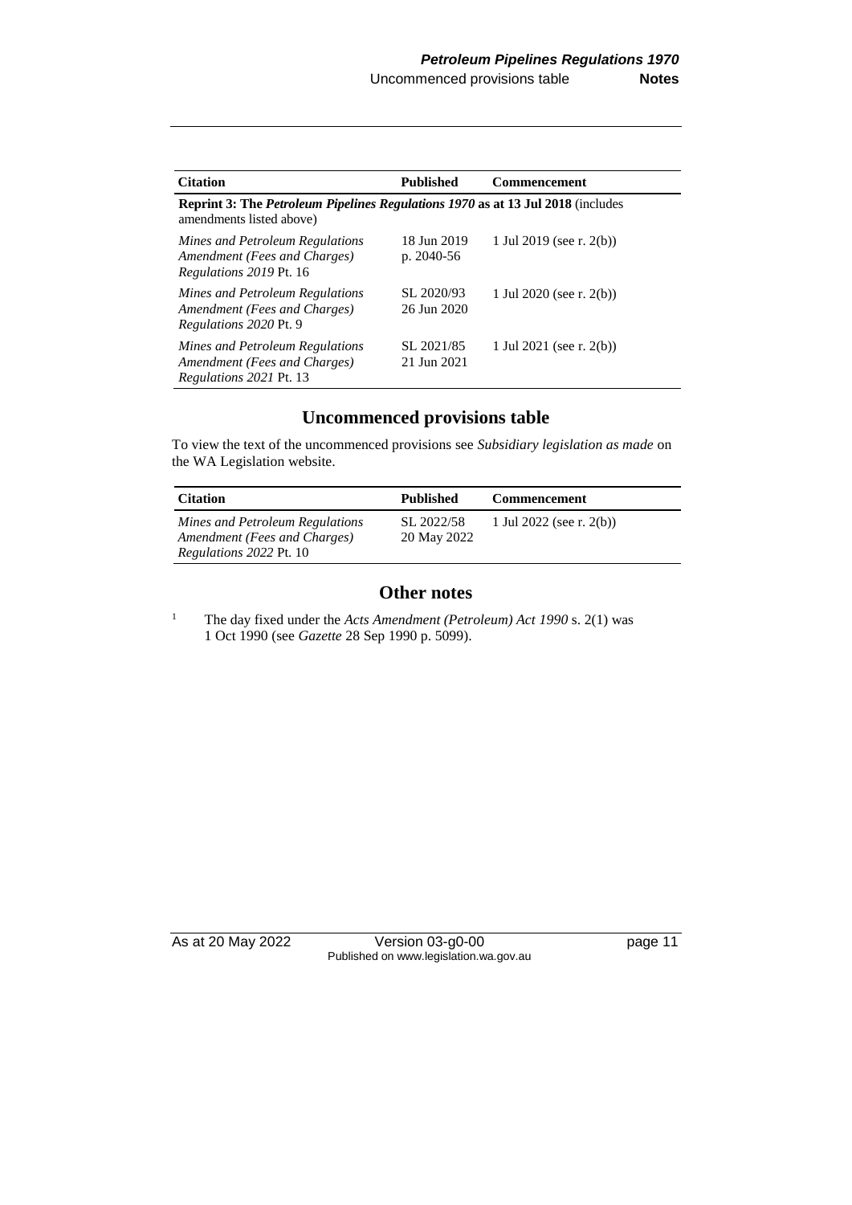| Citation | Published | Commencement |
|---|---|---|
| **Reprint 3: The *Petroleum Pipelines Regulations 1970* as at 13 Jul 2018** (includes amendments listed above) | | |
| *Mines and Petroleum Regulations Amendment (Fees and Charges) Regulations 2019* Pt. 16 | 18 Jun 2019 p. 2040-56 | 1 Jul 2019 (see r. 2(b)) |
| *Mines and Petroleum Regulations Amendment (Fees and Charges) Regulations 2020* Pt. 9 | SL 2020/93 26 Jun 2020 | 1 Jul 2020 (see r. 2(b)) |
| *Mines and Petroleum Regulations Amendment (Fees and Charges) Regulations 2021* Pt. 13 | SL 2021/85 21 Jun 2021 | 1 Jul 2021 (see r. 2(b)) |

## Uncommenced provisions table

To view the text of the uncommenced provisions see *Subsidiary legislation as made* on the WA Legislation website.

| Citation | Published | Commencement |
|---|---|---|
| *Mines and Petroleum Regulations Amendment (Fees and Charges) Regulations 2022* Pt. 10 | SL 2022/58 20 May 2022 | 1 Jul 2022 (see r. 2(b)) |

## Other notes

[1] The day fixed under the *Acts Amendment (Petroleum) Act 1990* s. 2(1) was 1 Oct 1990 (see *Gazette* 28 Sep 1990 p. 5099).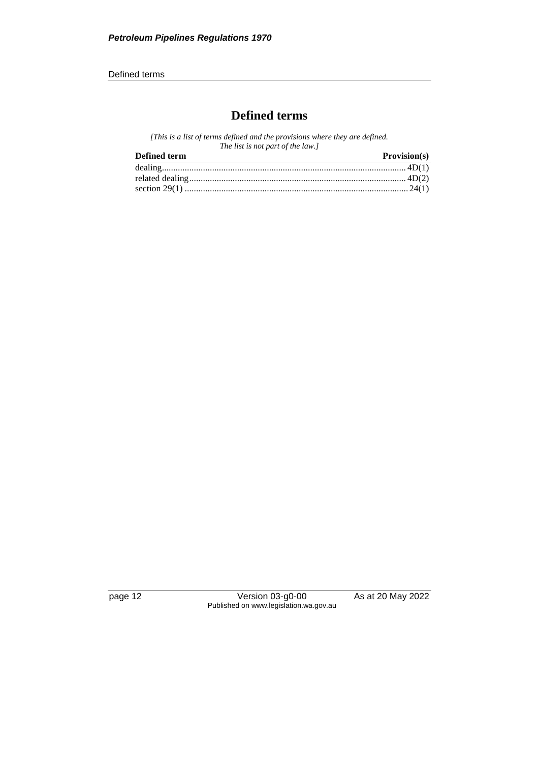# Defined terms

*[This is a list of terms defined and the provisions where they are defined. The list is not part of the law.]*

| Defined term | Provision(s) |
|---|---|
| dealing | 4D(1) |
| related dealing | 4D(2) |
| section 29(1) | 24(1) |